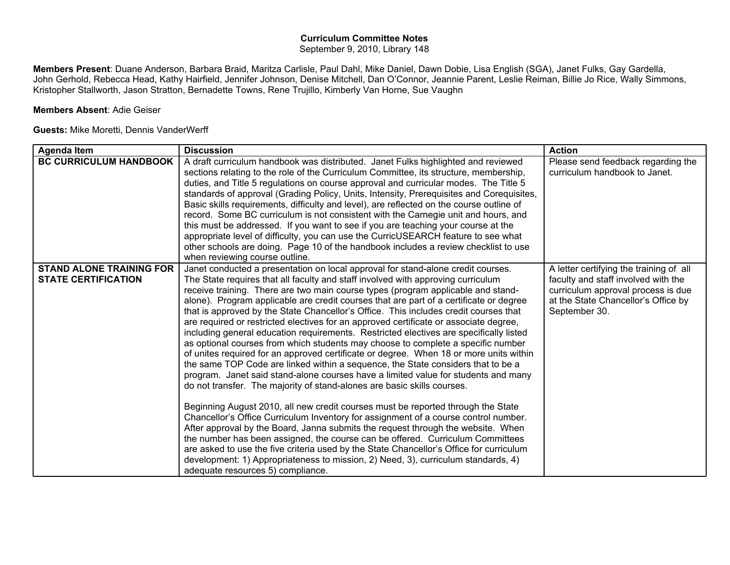**Curriculum Committee Notes**
September 9, 2010, Library 148

**Members Present**: Duane Anderson, Barbara Braid, Maritza Carlisle, Paul Dahl, Mike Daniel, Dawn Dobie, Lisa English (SGA), Janet Fulks, Gay Gardella, John Gerhold, Rebecca Head, Kathy Hairfield, Jennifer Johnson, Denise Mitchell, Dan O'Connor, Jeannie Parent, Leslie Reiman, Billie Jo Rice, Wally Simmons, Kristopher Stallworth, Jason Stratton, Bernadette Towns, Rene Trujillo, Kimberly Van Horne, Sue Vaughn

**Members Absent**: Adie Geiser

**Guests:** Mike Moretti, Dennis VanderWerff

| Agenda Item | Discussion | Action |
|---|---|---|
| **BC CURRICULUM HANDBOOK** | A draft curriculum handbook was distributed. Janet Fulks highlighted and reviewed sections relating to the role of the Curriculum Committee, its structure, membership, duties, and Title 5 regulations on course approval and curricular modes. The Title 5 standards of approval (Grading Policy, Units, Intensity, Prerequisites and Corequisites, Basic skills requirements, difficulty and level), are reflected on the course outline of record. Some BC curriculum is not consistent with the Carnegie unit and hours, and this must be addressed. If you want to see if you are teaching your course at the appropriate level of difficulty, you can use the CurricUSEARCH feature to see what other schools are doing. Page 10 of the handbook includes a review checklist to use when reviewing course outline. | Please send feedback regarding the curriculum handbook to Janet. |
| **STAND ALONE TRAINING FOR STATE CERTIFICATION** | Janet conducted a presentation on local approval for stand-alone credit courses. The State requires that all faculty and staff involved with approving curriculum receive training. There are two main course types (program applicable and stand-alone). Program applicable are credit courses that are part of a certificate or degree that is approved by the State Chancellor's Office. This includes credit courses that are required or restricted electives for an approved certificate or associate degree, including general education requirements. Restricted electives are specifically listed as optional courses from which students may choose to complete a specific number of unites required for an approved certificate or degree. When 18 or more units within the same TOP Code are linked within a sequence, the State considers that to be a program. Janet said stand-alone courses have a limited value for students and many do not transfer. The majority of stand-alones are basic skills courses.<br><br>Beginning August 2010, all new credit courses must be reported through the State Chancellor's Office Curriculum Inventory for assignment of a course control number. After approval by the Board, Janna submits the request through the website. When the number has been assigned, the course can be offered. Curriculum Committees are asked to use the five criteria used by the State Chancellor's Office for curriculum development: 1) Appropriateness to mission, 2) Need, 3), curriculum standards, 4) adequate resources 5) compliance. | A letter certifying the training of all faculty and staff involved with the curriculum approval process is due at the State Chancellor's Office by September 30. |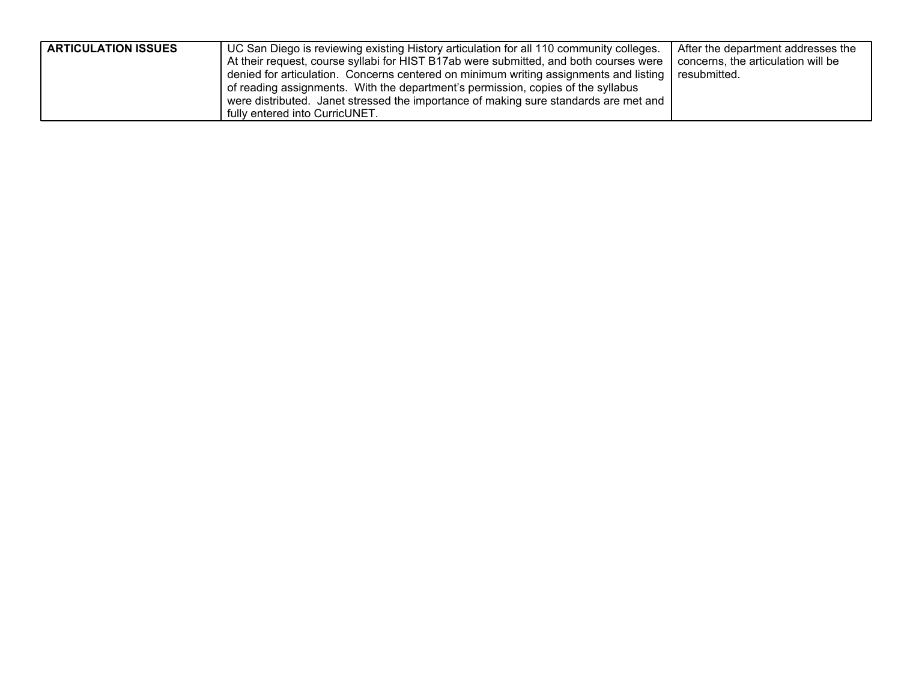| | | |
|---|---|---|
| **ARTICULATION ISSUES** | UC San Diego is reviewing existing History articulation for all 110 community colleges. At their request, course syllabi for HIST B17ab were submitted, and both courses were denied for articulation. Concerns centered on minimum writing assignments and listing of reading assignments. With the department's permission, copies of the syllabus were distributed. Janet stressed the importance of making sure standards are met and fully entered into CurricUNET. | After the department addresses the concerns, the articulation will be resubmitted. |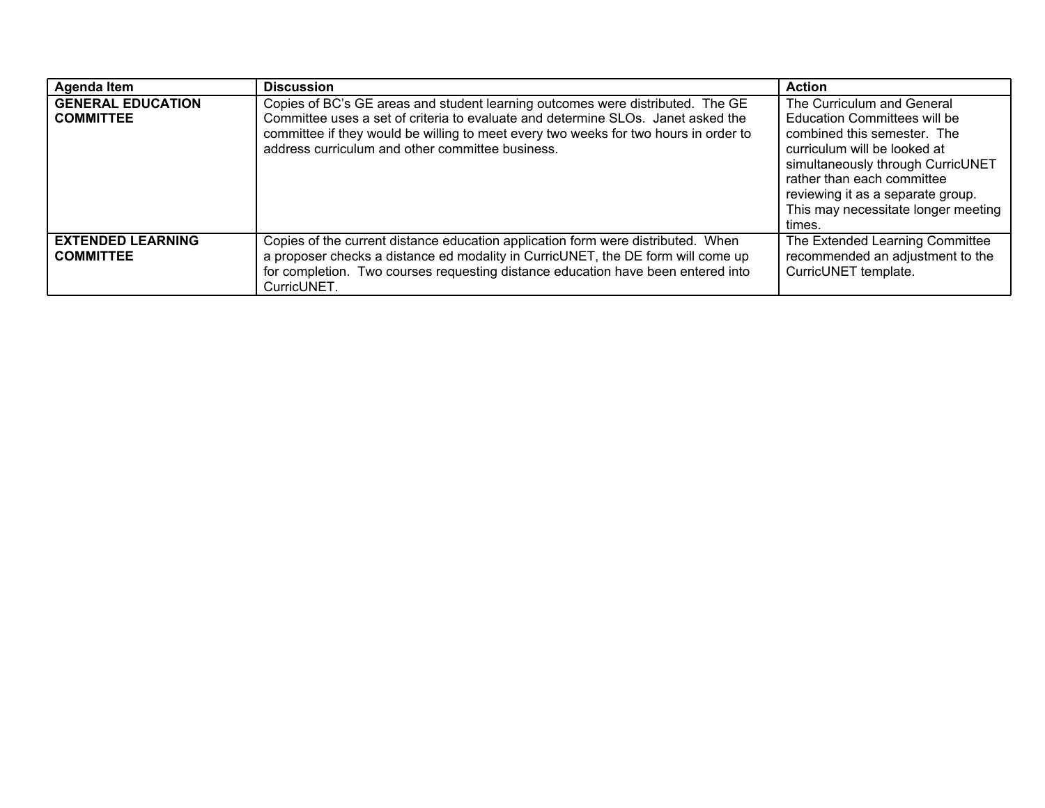| Agenda Item | Discussion | Action |
|---|---|---|
| **GENERAL EDUCATION COMMITTEE** | Copies of BC's GE areas and student learning outcomes were distributed. The GE Committee uses a set of criteria to evaluate and determine SLOs. Janet asked the committee if they would be willing to meet every two weeks for two hours in order to address curriculum and other committee business. | The Curriculum and General Education Committees will be combined this semester. The curriculum will be looked at simultaneously through CurricUNET rather than each committee reviewing it as a separate group. This may necessitate longer meeting times. |
| **EXTENDED LEARNING COMMITTEE** | Copies of the current distance education application form were distributed. When a proposer checks a distance ed modality in CurricUNET, the DE form will come up for completion. Two courses requesting distance education have been entered into CurricUNET. | The Extended Learning Committee recommended an adjustment to the CurricUNET template. |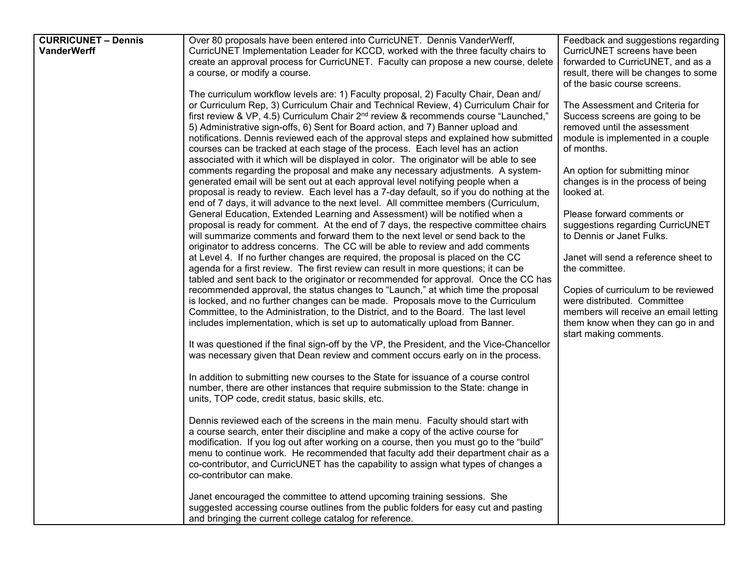| CURRICUNET – Dennis VanderWerff | Over 80 proposals have been entered into CurricUNET. Dennis VanderWerff, CurricUNET Implementation Leader for KCCD, worked with the three faculty chairs to create an approval process for CurricUNET. Faculty can propose a new course, delete a course, or modify a course.<br><br>The curriculum workflow levels are: 1) Faculty proposal, 2) Faculty Chair, Dean and/ or Curriculum Rep, 3) Curriculum Chair and Technical Review, 4) Curriculum Chair for first review & VP, 4.5) Curriculum Chair 2nd review & recommends course “Launched,” 5) Administrative sign-offs, 6) Sent for Board action, and 7) Banner upload and notifications. Dennis reviewed each of the approval steps and explained how submitted courses can be tracked at each stage of the process. Each level has an action associated with it which will be displayed in color. The originator will be able to see comments regarding the proposal and make any necessary adjustments. A system-generated email will be sent out at each approval level notifying people when a proposal is ready to review. Each level has a 7-day default, so if you do nothing at the end of 7 days, it will advance to the next level. All committee members (Curriculum, General Education, Extended Learning and Assessment) will be notified when a proposal is ready for comment. At the end of 7 days, the respective committee chairs will summarize comments and forward them to the next level or send back to the originator to address concerns. The CC will be able to review and add comments at Level 4. If no further changes are required, the proposal is placed on the CC agenda for a first review. The first review can result in more questions; it can be tabled and sent back to the originator or recommended for approval. Once the CC has recommended approval, the status changes to “Launch,” at which time the proposal is locked, and no further changes can be made. Proposals move to the Curriculum Committee, to the Administration, to the District, and to the Board. The last level includes implementation, which is set up to automatically upload from Banner.<br><br>It was questioned if the final sign-off by the VP, the President, and the Vice-Chancellor was necessary given that Dean review and comment occurs early on in the process.<br><br>In addition to submitting new courses to the State for issuance of a course control number, there are other instances that require submission to the State: change in units, TOP code, credit status, basic skills, etc.<br><br>Dennis reviewed each of the screens in the main menu. Faculty should start with a course search, enter their discipline and make a copy of the active course for modification. If you log out after working on a course, then you must go to the “build” menu to continue work. He recommended that faculty add their department chair as a co-contributor, and CurricUNET has the capability to assign what types of changes a co-contributor can make.<br><br>Janet encouraged the committee to attend upcoming training sessions. She suggested accessing course outlines from the public folders for easy cut and pasting and bringing the current college catalog for reference. | Feedback and suggestions regarding CurricUNET screens have been forwarded to CurricUNET, and as a result, there will be changes to some of the basic course screens.<br><br>The Assessment and Criteria for Success screens are going to be removed until the assessment module is implemented in a couple of months.<br><br>An option for submitting minor changes is in the process of being looked at.<br><br>Please forward comments or suggestions regarding CurricUNET to Dennis or Janet Fulks.<br><br>Janet will send a reference sheet to the committee.<br><br>Copies of curriculum to be reviewed were distributed. Committee members will receive an email letting them know when they can go in and start making comments. |
|---|---|---|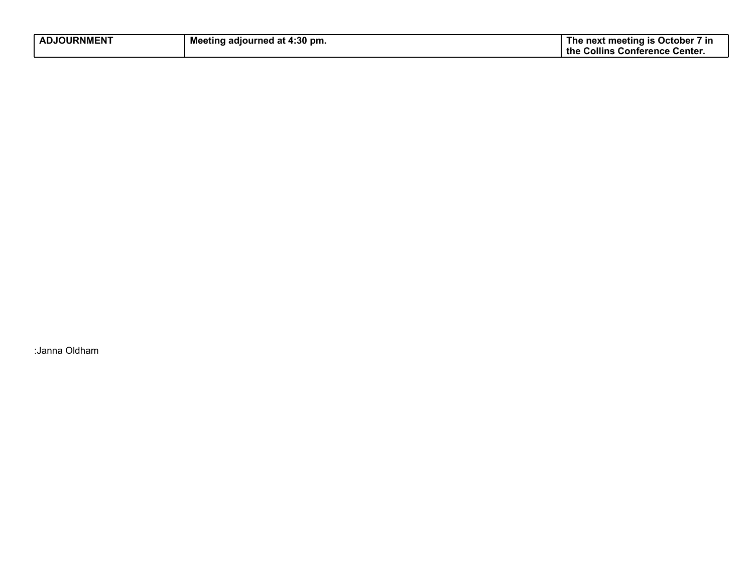| | | |
|---|---|---|
| **ADJOURNMENT** | **Meeting adjourned at 4:30 pm.** | **The next meeting is October 7 in the Collins Conference Center.** |

:Janna Oldham